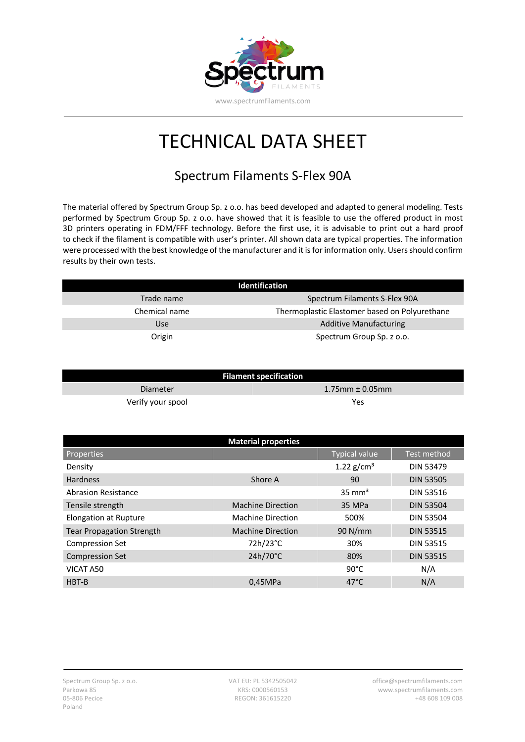www.spectrumfilaments.com

# TECHNICAL DATA SHEET

## Spectrum Filaments S-Flex 90A

The material offered by Spectrum Group Sp. z o.o. has beed developed and adapted to general modeling. Tests performed by Spectrum Group Sp. z o.o. have showed that it is feasible to use the offered product in most 3D printers operating in FDM/FFF technology. Before the first use, it is advisable to print out a hard proof to check if the filament is compatible with user's printer. All shown data are typical properties. The information were processed with the best knowledge of the manufacturer and it is for information only. Users should confirm results by their own tests.

| Identification | |
|---|---|
| Trade name | Spectrum Filaments S-Flex 90A |
| Chemical name | Thermoplastic Elastomer based on Polyurethane |
| Use | Additive Manufacturing |
| Origin | Spectrum Group Sp. z o.o. |

| Filament specification | |
|---|---|
| Diameter | 1.75mm ± 0.05mm |
| Verify your spool | Yes |

| Material properties | | | |
|---|---|---|---|
| Properties | | Typical value | Test method |
| Density | | 1.22 g/cm³ | DIN 53479 |
| Hardness | Shore A | 90 | DIN 53505 |
| Abrasion Resistance | | 35 mm³ | DIN 53516 |
| Tensile strength | Machine Direction | 35 MPa | DIN 53504 |
| Elongation at Rupture | Machine Direction | 500% | DIN 53504 |
| Tear Propagation Strength | Machine Direction | 90 N/mm | DIN 53515 |
| Compression Set | 72h/23°C | 30% | DIN 53515 |
| Compression Set | 24h/70°C | 80% | DIN 53515 |
| VICAT A50 | | 90°C | N/A |
| HBT-B | 0,45MPa | 47°C | N/A |

Spectrum Group Sp. z o.o.
Parkowa 85
05-806 Pecice
Poland

VAT EU: PL 5342505042
KRS: 0000560153
REGON: 361615220

office@spectrumfilaments.com
www.spectrumfilaments.com
+48 608 109 008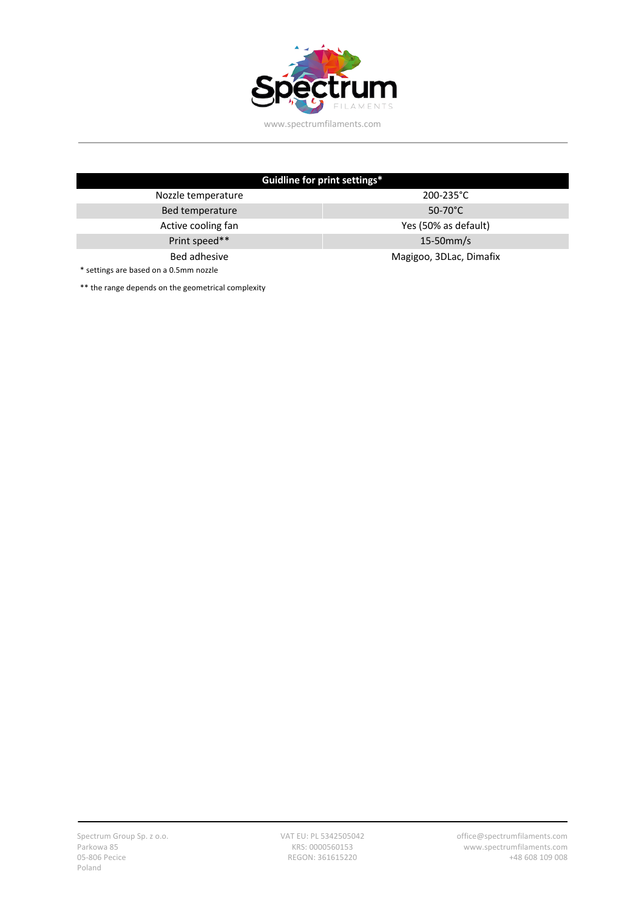| Guidline for print settings* | |
|---|---|
| Nozzle temperature | 200-235°C |
| Bed temperature | 50-70°C |
| Active cooling fan | Yes (50% as default) |
| Print speed** | 15-50mm/s |
| Bed adhesive | Magigoo, 3DLac, Dimafix |

* settings are based on a 0.5mm nozzle

** the range depends on the geometrical complexity